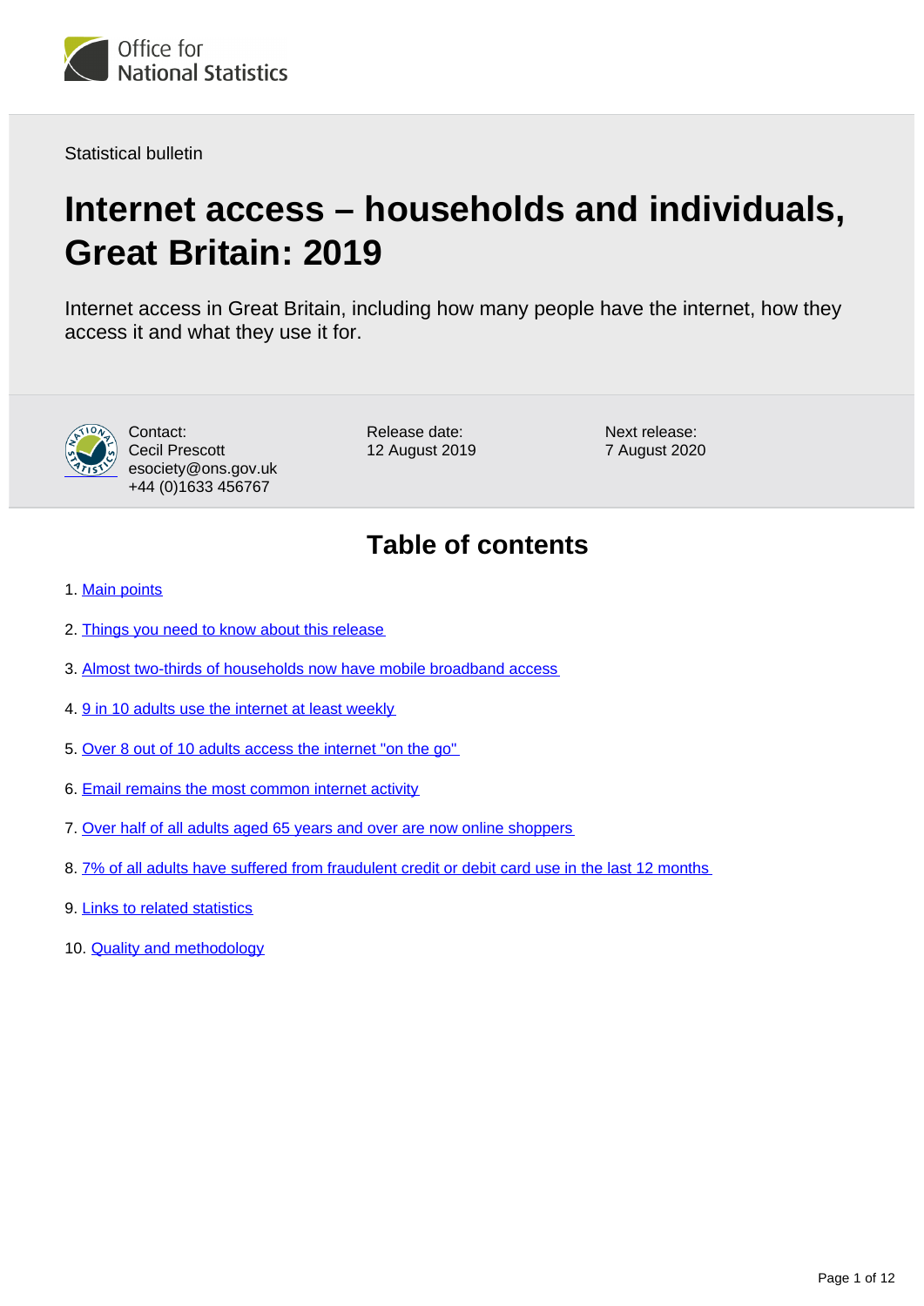Statistical bulletin

# Internet access – households and individuals, Great Britain: 2019

Internet access in Great Britain, including how many people have the internet, how they access it and what they use it for.

Contact:
Cecil Prescott
esociety@ons.gov.uk
+44 (0)1633 456767

Release date:
12 August 2019

Next release:
7 August 2020

## Table of contents

1. Main points
2. Things you need to know about this release
3. Almost two-thirds of households now have mobile broadband access
4. 9 in 10 adults use the internet at least weekly
5. Over 8 out of 10 adults access the internet "on the go"
6. Email remains the most common internet activity
7. Over half of all adults aged 65 years and over are now online shoppers
8. 7% of all adults have suffered from fraudulent credit or debit card use in the last 12 months
9. Links to related statistics
10. Quality and methodology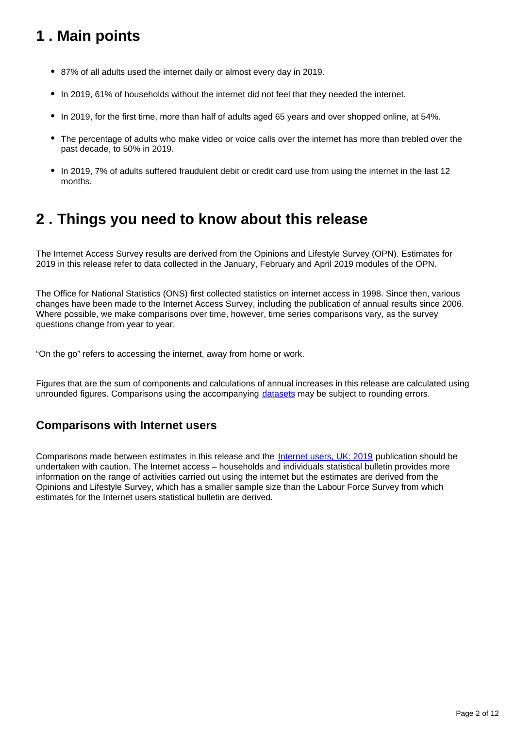## 1 . Main points

- 87% of all adults used the internet daily or almost every day in 2019.
- In 2019, 61% of households without the internet did not feel that they needed the internet.
- In 2019, for the first time, more than half of adults aged 65 years and over shopped online, at 54%.
- The percentage of adults who make video or voice calls over the internet has more than trebled over the past decade, to 50% in 2019.
- In 2019, 7% of adults suffered fraudulent debit or credit card use from using the internet in the last 12 months.

## 2 . Things you need to know about this release

The Internet Access Survey results are derived from the Opinions and Lifestyle Survey (OPN). Estimates for 2019 in this release refer to data collected in the January, February and April 2019 modules of the OPN.

The Office for National Statistics (ONS) first collected statistics on internet access in 1998. Since then, various changes have been made to the Internet Access Survey, including the publication of annual results since 2006. Where possible, we make comparisons over time, however, time series comparisons vary, as the survey questions change from year to year.

"On the go" refers to accessing the internet, away from home or work.

Figures that are the sum of components and calculations of annual increases in this release are calculated using unrounded figures. Comparisons using the accompanying datasets may be subject to rounding errors.

### Comparisons with Internet users

Comparisons made between estimates in this release and the Internet users, UK: 2019 publication should be undertaken with caution. The Internet access – households and individuals statistical bulletin provides more information on the range of activities carried out using the internet but the estimates are derived from the Opinions and Lifestyle Survey, which has a smaller sample size than the Labour Force Survey from which estimates for the Internet users statistical bulletin are derived.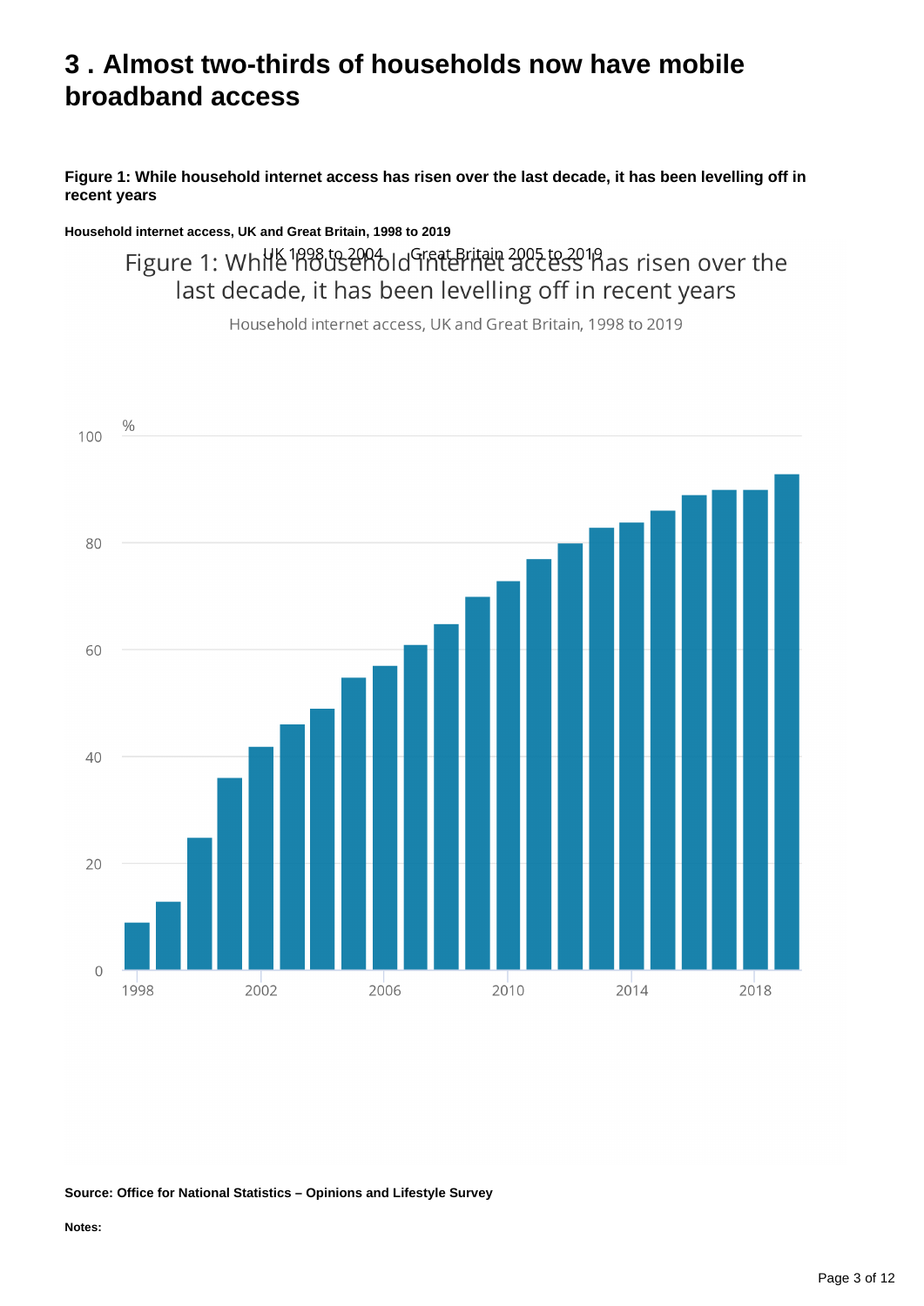# 3 . Almost two-thirds of households now have mobile broadband access

**Figure 1: While household internet access has risen over the last decade, it has been levelling off in recent years**

**Household internet access, UK and Great Britain, 1998 to 2019**

**Source: Office for National Statistics – Opinions and Lifestyle Survey**

**Notes:**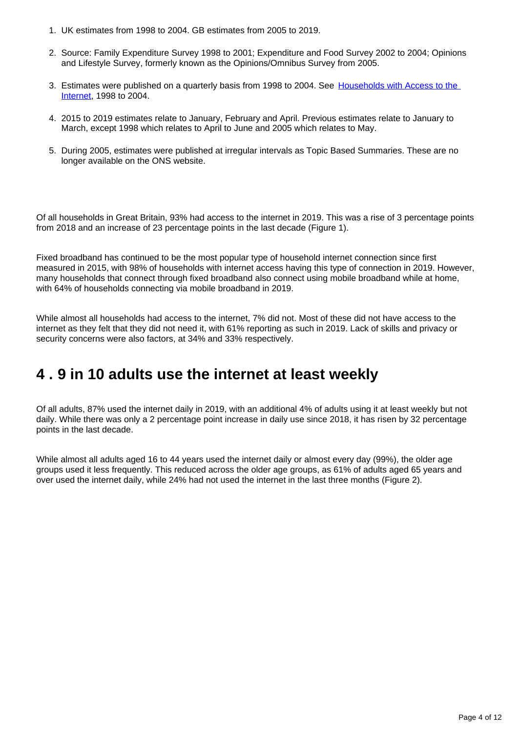1. UK estimates from 1998 to 2004. GB estimates from 2005 to 2019.

2. Source: Family Expenditure Survey 1998 to 2001; Expenditure and Food Survey 2002 to 2004; Opinions and Lifestyle Survey, formerly known as the Opinions/Omnibus Survey from 2005.

3. Estimates were published on a quarterly basis from 1998 to 2004. See [Households with Access to the Internet](), 1998 to 2004.

4. 2015 to 2019 estimates relate to January, February and April. Previous estimates relate to January to March, except 1998 which relates to April to June and 2005 which relates to May.

5. During 2005, estimates were published at irregular intervals as Topic Based Summaries. These are no longer available on the ONS website.

Of all households in Great Britain, 93% had access to the internet in 2019. This was a rise of 3 percentage points from 2018 and an increase of 23 percentage points in the last decade (Figure 1).

Fixed broadband has continued to be the most popular type of household internet connection since first measured in 2015, with 98% of households with internet access having this type of connection in 2019. However, many households that connect through fixed broadband also connect using mobile broadband while at home, with 64% of households connecting via mobile broadband in 2019.

While almost all households had access to the internet, 7% did not. Most of these did not have access to the internet as they felt that they did not need it, with 61% reporting as such in 2019. Lack of skills and privacy or security concerns were also factors, at 34% and 33% respectively.

## 4 . 9 in 10 adults use the internet at least weekly

Of all adults, 87% used the internet daily in 2019, with an additional 4% of adults using it at least weekly but not daily. While there was only a 2 percentage point increase in daily use since 2018, it has risen by 32 percentage points in the last decade.

While almost all adults aged 16 to 44 years used the internet daily or almost every day (99%), the older age groups used it less frequently. This reduced across the older age groups, as 61% of adults aged 65 years and over used the internet daily, while 24% had not used the internet in the last three months (Figure 2).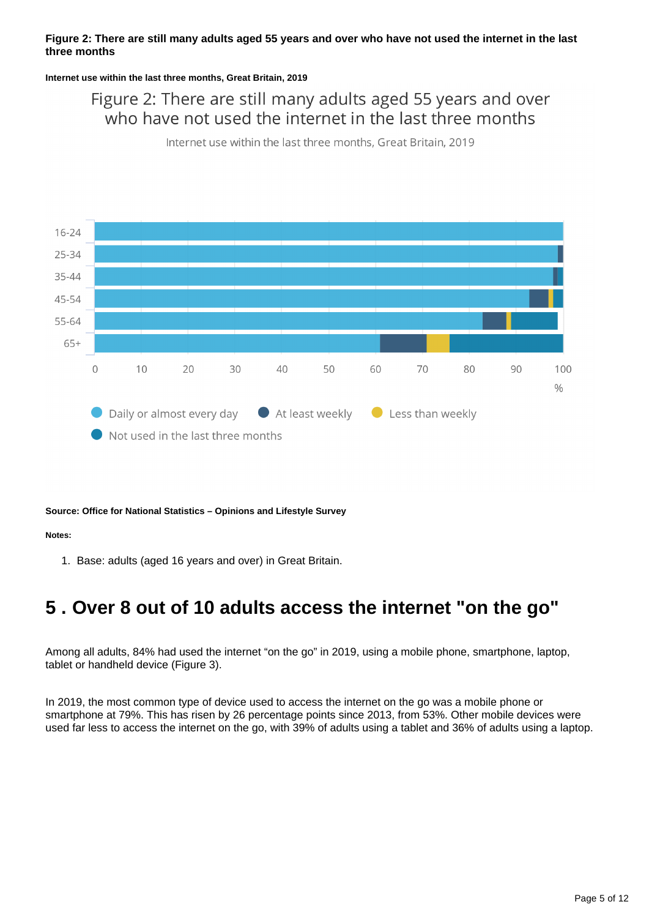**Figure 2: There are still many adults aged 55 years and over who have not used the internet in the last three months**

**Internet use within the last three months, Great Britain, 2019**

Figure 2: There are still many adults aged 55 years and over who have not used the internet in the last three months

Internet use within the last three months, Great Britain, 2019

16-24
25-34
35-44
45-54
55-64
65+

0 10 20 30 40 50 60 70 80 90 100
%

Daily or almost every day
At least weekly
Less than weekly
Not used in the last three months

**Source: Office for National Statistics – Opinions and Lifestyle Survey**

**Notes:**

1. Base: adults (aged 16 years and over) in Great Britain.

## 5 . Over 8 out of 10 adults access the internet "on the go"

Among all adults, 84% had used the internet “on the go” in 2019, using a mobile phone, smartphone, laptop, tablet or handheld device (Figure 3).

In 2019, the most common type of device used to access the internet on the go was a mobile phone or smartphone at 79%. This has risen by 26 percentage points since 2013, from 53%. Other mobile devices were used far less to access the internet on the go, with 39% of adults using a tablet and 36% of adults using a laptop.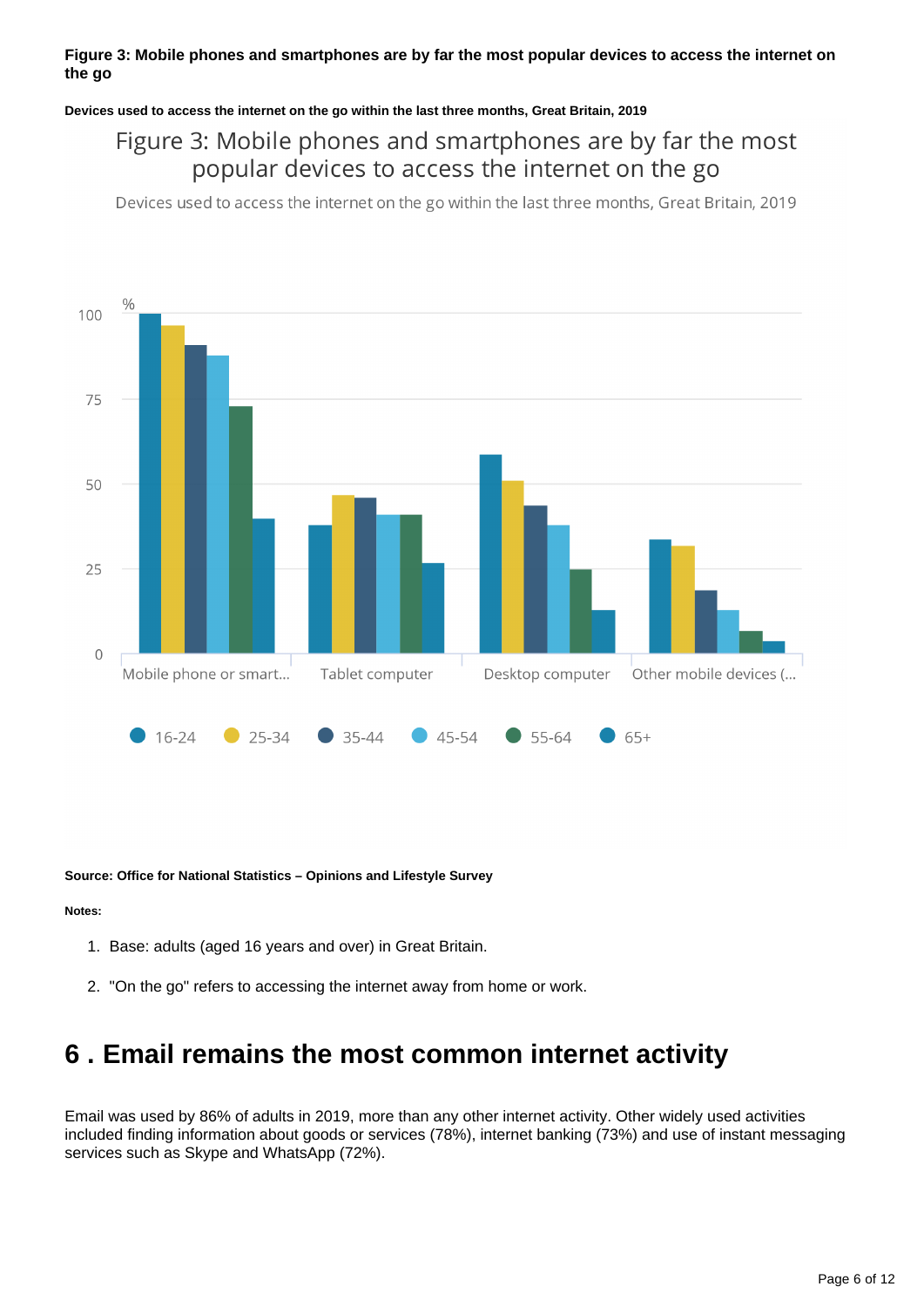**Figure 3: Mobile phones and smartphones are by far the most popular devices to access the internet on the go**

**Devices used to access the internet on the go within the last three months, Great Britain, 2019**

**Source: Office for National Statistics – Opinions and Lifestyle Survey**

**Notes:**

1. Base: adults (aged 16 years and over) in Great Britain.
2. "On the go" refers to accessing the internet away from home or work.

## 6 . Email remains the most common internet activity

Email was used by 86% of adults in 2019, more than any other internet activity. Other widely used activities included finding information about goods or services (78%), internet banking (73%) and use of instant messaging services such as Skype and WhatsApp (72%).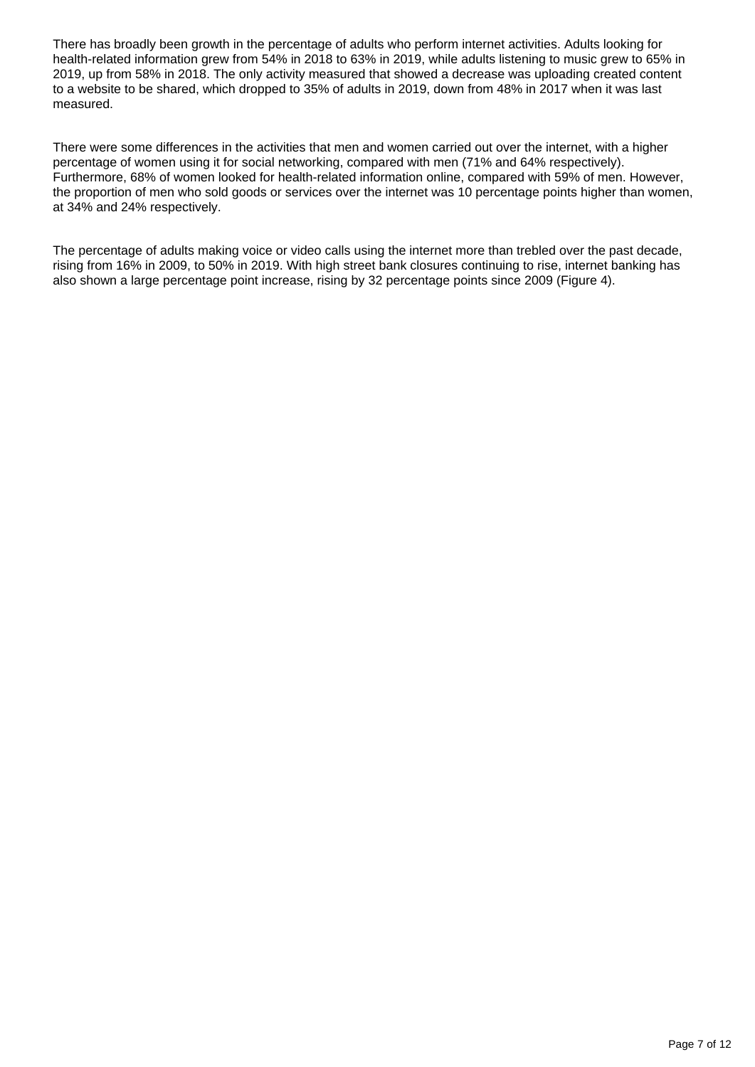There has broadly been growth in the percentage of adults who perform internet activities. Adults looking for health-related information grew from 54% in 2018 to 63% in 2019, while adults listening to music grew to 65% in 2019, up from 58% in 2018. The only activity measured that showed a decrease was uploading created content to a website to be shared, which dropped to 35% of adults in 2019, down from 48% in 2017 when it was last measured.

There were some differences in the activities that men and women carried out over the internet, with a higher percentage of women using it for social networking, compared with men (71% and 64% respectively). Furthermore, 68% of women looked for health-related information online, compared with 59% of men. However, the proportion of men who sold goods or services over the internet was 10 percentage points higher than women, at 34% and 24% respectively.

The percentage of adults making voice or video calls using the internet more than trebled over the past decade, rising from 16% in 2009, to 50% in 2019. With high street bank closures continuing to rise, internet banking has also shown a large percentage point increase, rising by 32 percentage points since 2009 (Figure 4).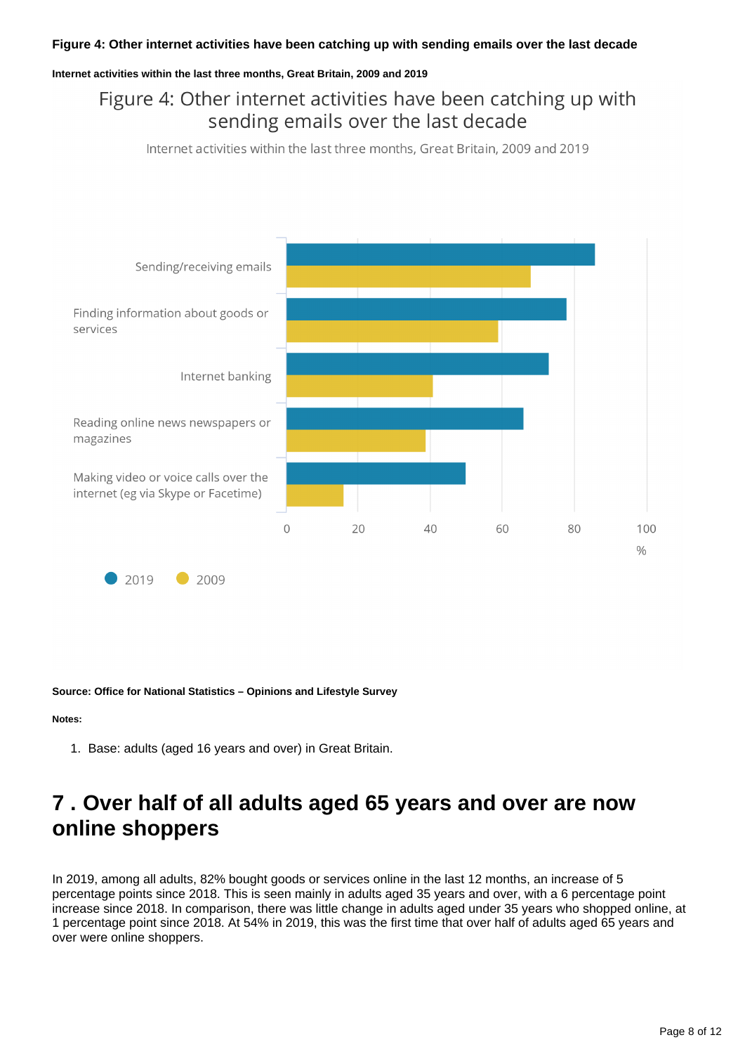**Figure 4: Other internet activities have been catching up with sending emails over the last decade**

**Internet activities within the last three months, Great Britain, 2009 and 2019**

Figure 4: Other internet activities have been catching up with sending emails over the last decade

Internet activities within the last three months, Great Britain, 2009 and 2019

Sending/receiving emails

Finding information about goods or services

Internet banking

Reading online news newspapers or magazines

Making video or voice calls over the internet (eg via Skype or Facetime)

0 20 40 60 80 100

%

2019 2009

**Source: Office for National Statistics – Opinions and Lifestyle Survey**

**Notes:**

1. Base: adults (aged 16 years and over) in Great Britain.

## 7 . Over half of all adults aged 65 years and over are now online shoppers

In 2019, among all adults, 82% bought goods or services online in the last 12 months, an increase of 5 percentage points since 2018. This is seen mainly in adults aged 35 years and over, with a 6 percentage point increase since 2018. In comparison, there was little change in adults aged under 35 years who shopped online, at 1 percentage point since 2018. At 54% in 2019, this was the first time that over half of adults aged 65 years and over were online shoppers.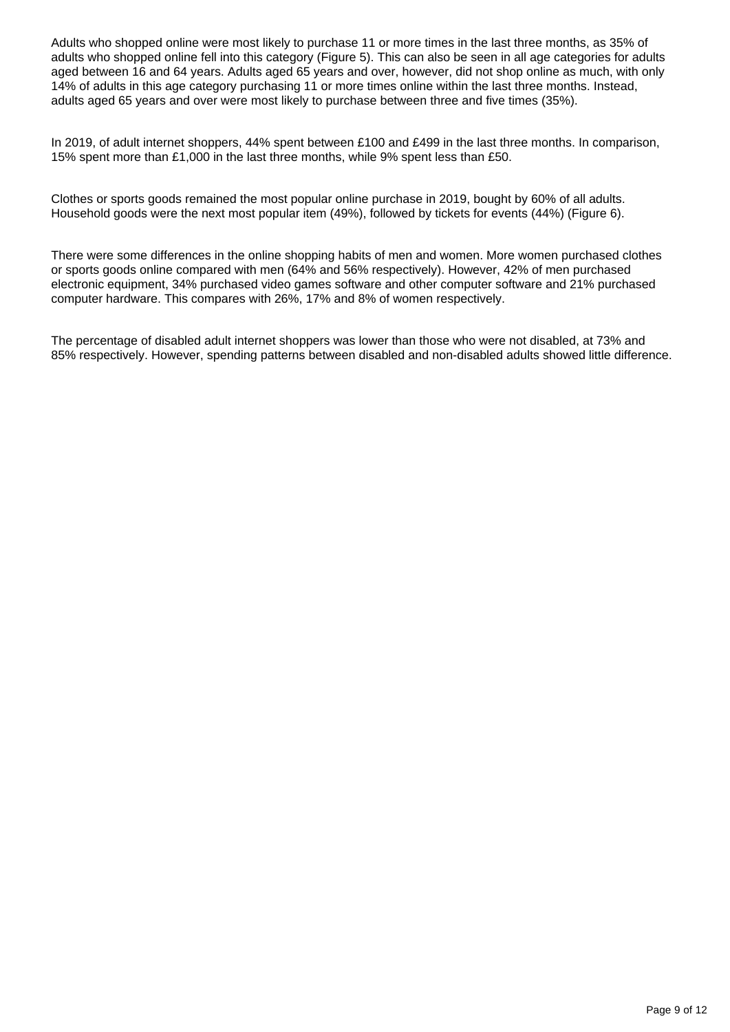Adults who shopped online were most likely to purchase 11 or more times in the last three months, as 35% of adults who shopped online fell into this category (Figure 5). This can also be seen in all age categories for adults aged between 16 and 64 years. Adults aged 65 years and over, however, did not shop online as much, with only 14% of adults in this age category purchasing 11 or more times online within the last three months. Instead, adults aged 65 years and over were most likely to purchase between three and five times (35%).

In 2019, of adult internet shoppers, 44% spent between £100 and £499 in the last three months. In comparison, 15% spent more than £1,000 in the last three months, while 9% spent less than £50.

Clothes or sports goods remained the most popular online purchase in 2019, bought by 60% of all adults. Household goods were the next most popular item (49%), followed by tickets for events (44%) (Figure 6).

There were some differences in the online shopping habits of men and women. More women purchased clothes or sports goods online compared with men (64% and 56% respectively). However, 42% of men purchased electronic equipment, 34% purchased video games software and other computer software and 21% purchased computer hardware. This compares with 26%, 17% and 8% of women respectively.

The percentage of disabled adult internet shoppers was lower than those who were not disabled, at 73% and 85% respectively. However, spending patterns between disabled and non-disabled adults showed little difference.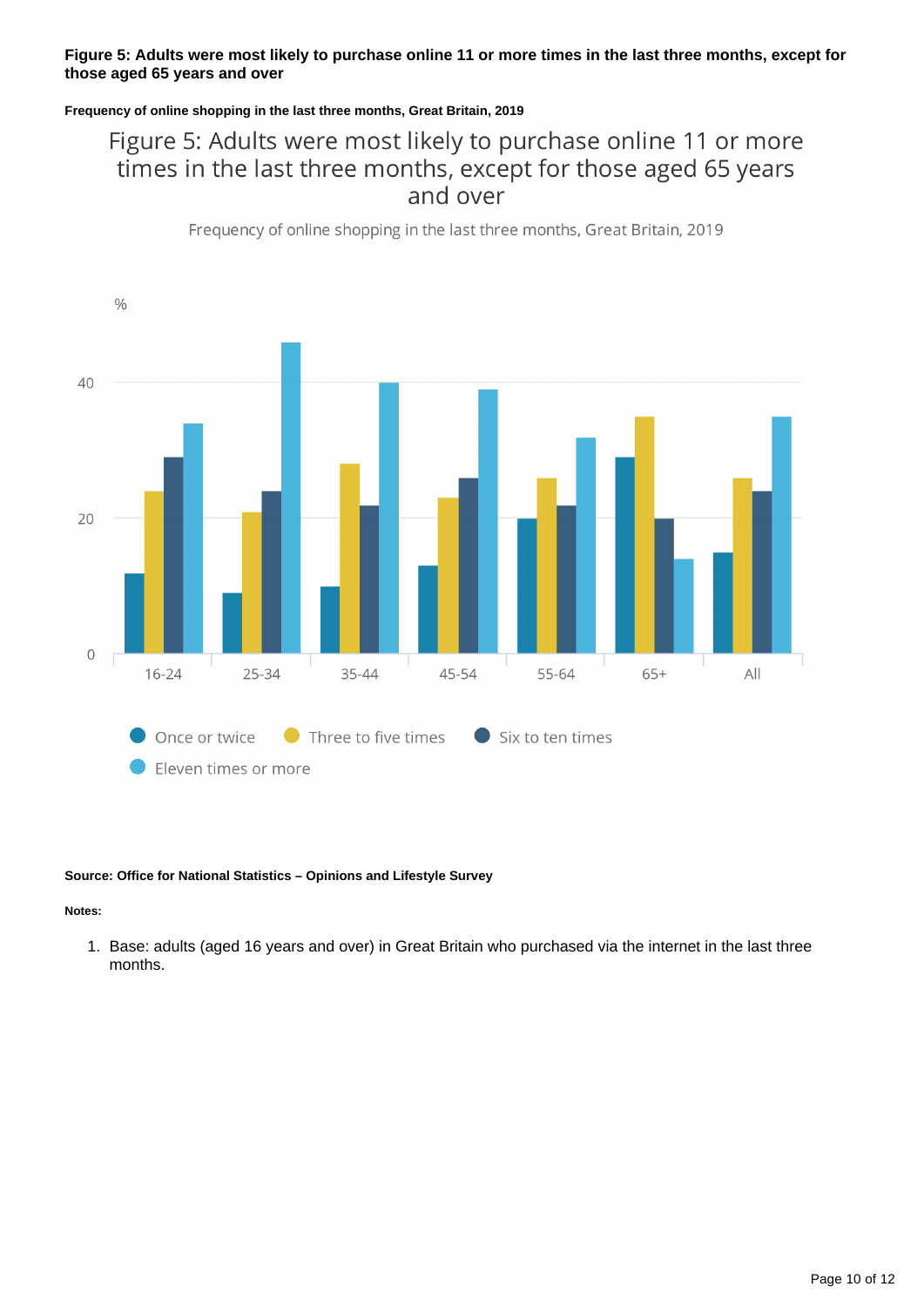**Figure 5: Adults were most likely to purchase online 11 or more times in the last three months, except for those aged 65 years and over**

**Frequency of online shopping in the last three months, Great Britain, 2019**

Figure 5: Adults were most likely to purchase online 11 or more times in the last three months, except for those aged 65 years and over

Frequency of online shopping in the last three months, Great Britain, 2019

**Source: Office for National Statistics – Opinions and Lifestyle Survey**

**Notes:**

1. Base: adults (aged 16 years and over) in Great Britain who purchased via the internet in the last three months.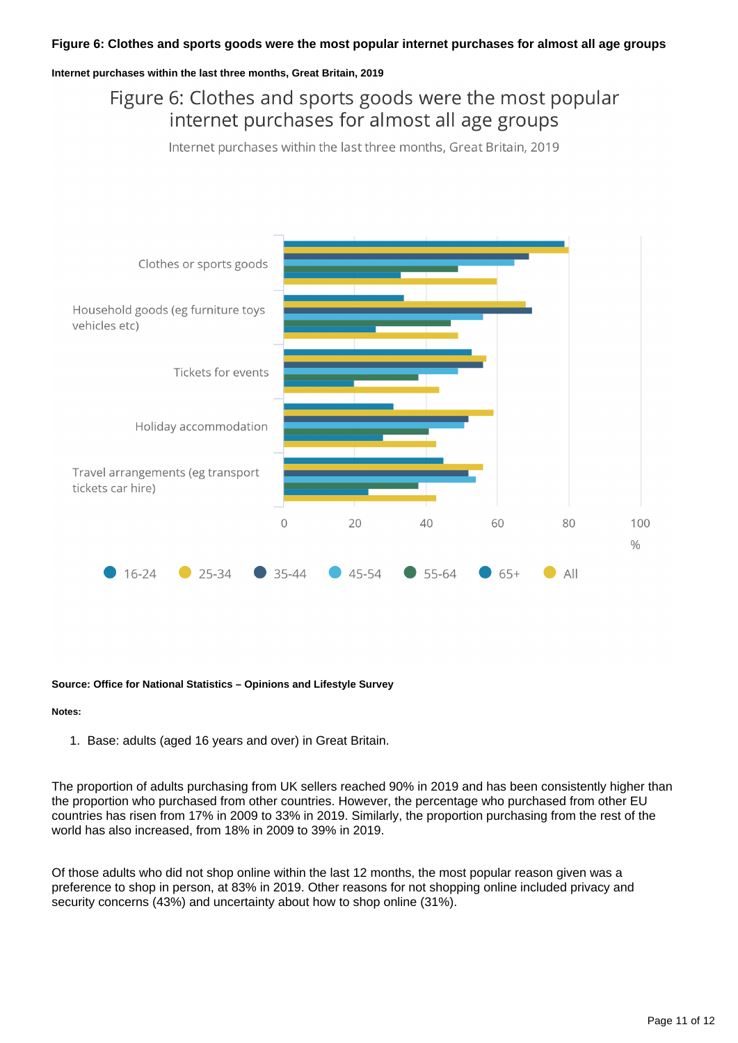**Figure 6: Clothes and sports goods were the most popular internet purchases for almost all age groups**

**Internet purchases within the last three months, Great Britain, 2019**

Figure 6: Clothes and sports goods were the most popular internet purchases for almost all age groups

Internet purchases within the last three months, Great Britain, 2019

**Source: Office for National Statistics – Opinions and Lifestyle Survey**

**Notes:**

1. Base: adults (aged 16 years and over) in Great Britain.

The proportion of adults purchasing from UK sellers reached 90% in 2019 and has been consistently higher than the proportion who purchased from other countries. However, the percentage who purchased from other EU countries has risen from 17% in 2009 to 33% in 2019. Similarly, the proportion purchasing from the rest of the world has also increased, from 18% in 2009 to 39% in 2019.

Of those adults who did not shop online within the last 12 months, the most popular reason given was a preference to shop in person, at 83% in 2019. Other reasons for not shopping online included privacy and security concerns (43%) and uncertainty about how to shop online (31%).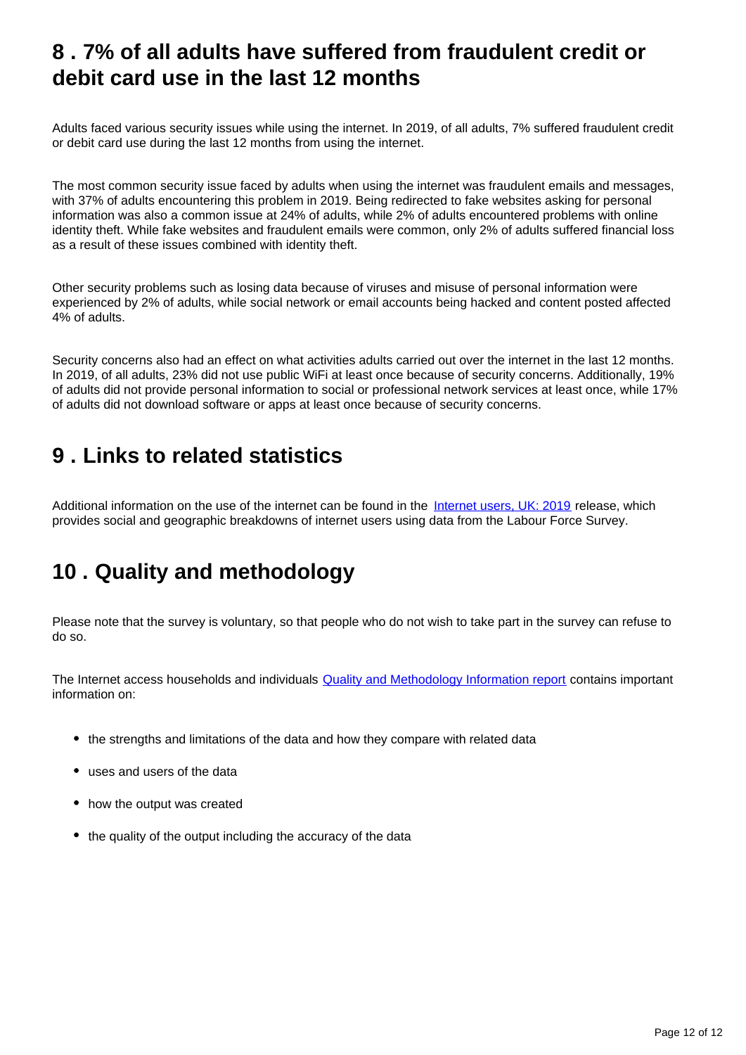## 8 . 7% of all adults have suffered from fraudulent credit or debit card use in the last 12 months

Adults faced various security issues while using the internet. In 2019, of all adults, 7% suffered fraudulent credit or debit card use during the last 12 months from using the internet.

The most common security issue faced by adults when using the internet was fraudulent emails and messages, with 37% of adults encountering this problem in 2019. Being redirected to fake websites asking for personal information was also a common issue at 24% of adults, while 2% of adults encountered problems with online identity theft. While fake websites and fraudulent emails were common, only 2% of adults suffered financial loss as a result of these issues combined with identity theft.

Other security problems such as losing data because of viruses and misuse of personal information were experienced by 2% of adults, while social network or email accounts being hacked and content posted affected 4% of adults.

Security concerns also had an effect on what activities adults carried out over the internet in the last 12 months. In 2019, of all adults, 23% did not use public WiFi at least once because of security concerns. Additionally, 19% of adults did not provide personal information to social or professional network services at least once, while 17% of adults did not download software or apps at least once because of security concerns.

## 9 . Links to related statistics

Additional information on the use of the internet can be found in the [Internet users, UK: 2019] release, which provides social and geographic breakdowns of internet users using data from the Labour Force Survey.

## 10 . Quality and methodology

Please note that the survey is voluntary, so that people who do not wish to take part in the survey can refuse to do so.

The Internet access households and individuals [Quality and Methodology Information report] contains important information on:

- the strengths and limitations of the data and how they compare with related data
- uses and users of the data
- how the output was created
- the quality of the output including the accuracy of the data